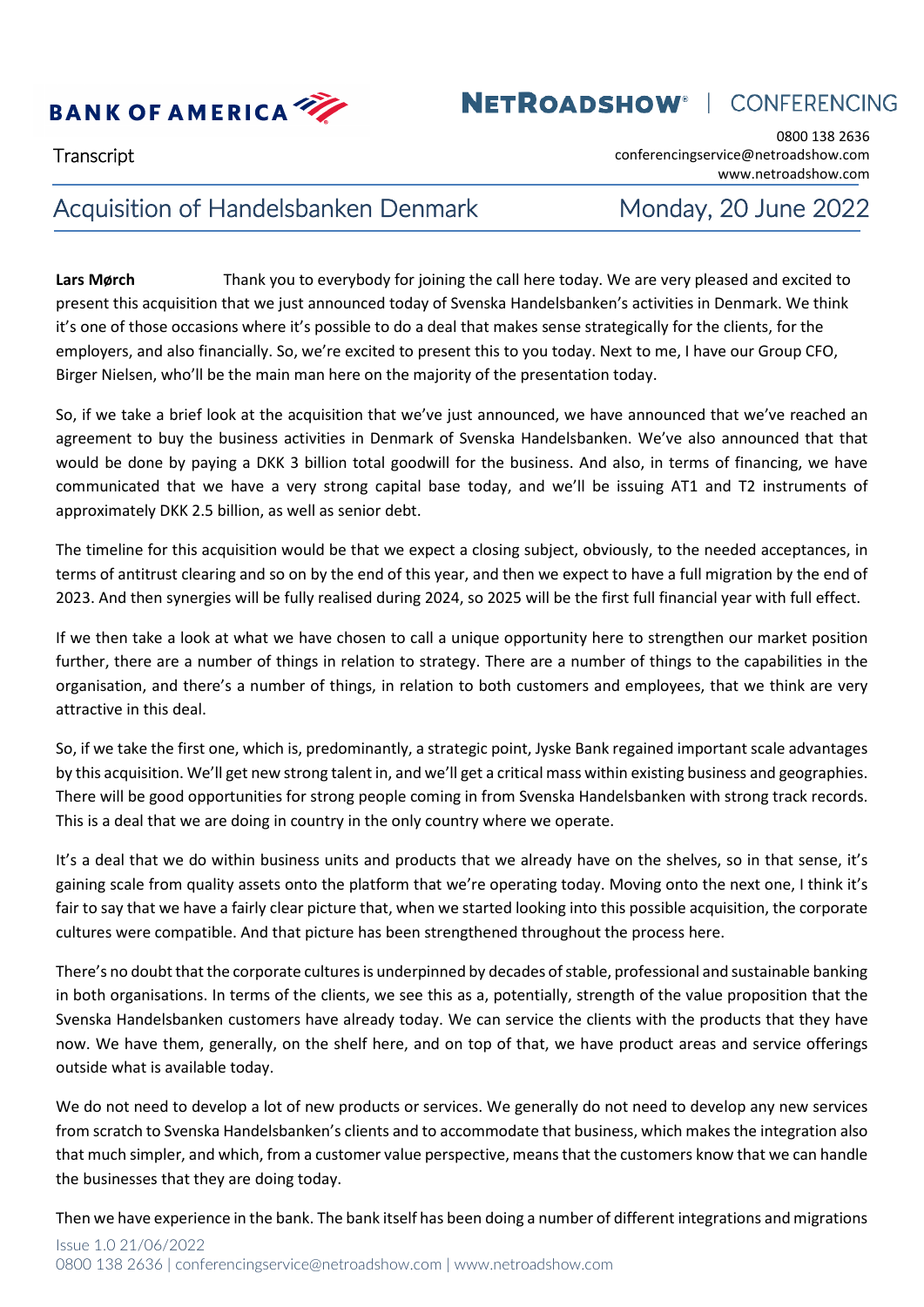Transcript

# Acquisition of Handelsbanken Denmark

Monday, 20 June 2022

**Lars Mørch** Thank you to everybody for joining the call here today. We are very pleased and excited to present this acquisition that we just announced today of Svenska Handelsbanken's activities in Denmark. We think it's one of those occasions where it's possible to do a deal that makes sense strategically for the clients, for the employers, and also financially. So, we're excited to present this to you today. Next to me, I have our Group CFO, Birger Nielsen, who'll be the main man here on the majority of the presentation today.

So, if we take a brief look at the acquisition that we've just announced, we have announced that we've reached an agreement to buy the business activities in Denmark of Svenska Handelsbanken. We've also announced that that would be done by paying a DKK 3 billion total goodwill for the business. And also, in terms of financing, we have communicated that we have a very strong capital base today, and we'll be issuing AT1 and T2 instruments of approximately DKK 2.5 billion, as well as senior debt.

The timeline for this acquisition would be that we expect a closing subject, obviously, to the needed acceptances, in terms of antitrust clearing and so on by the end of this year, and then we expect to have a full migration by the end of 2023. And then synergies will be fully realised during 2024, so 2025 will be the first full financial year with full effect.

If we then take a look at what we have chosen to call a unique opportunity here to strengthen our market position further, there are a number of things in relation to strategy. There are a number of things to the capabilities in the organisation, and there's a number of things, in relation to both customers and employees, that we think are very attractive in this deal.

So, if we take the first one, which is, predominantly, a strategic point, Jyske Bank regained important scale advantages by this acquisition. We'll get new strong talent in, and we'll get a critical mass within existing business and geographies. There will be good opportunities for strong people coming in from Svenska Handelsbanken with strong track records. This is a deal that we are doing in country in the only country where we operate.

It's a deal that we do within business units and products that we already have on the shelves, so in that sense, it's gaining scale from quality assets onto the platform that we're operating today. Moving onto the next one, I think it's fair to say that we have a fairly clear picture that, when we started looking into this possible acquisition, the corporate cultures were compatible. And that picture has been strengthened throughout the process here.

There's no doubt that the corporate cultures is underpinned by decades of stable, professional and sustainable banking in both organisations. In terms of the clients, we see this as a, potentially, strength of the value proposition that the Svenska Handelsbanken customers have already today. We can service the clients with the products that they have now. We have them, generally, on the shelf here, and on top of that, we have product areas and service offerings outside what is available today.

We do not need to develop a lot of new products or services. We generally do not need to develop any new services from scratch to Svenska Handelsbanken's clients and to accommodate that business, which makes the integration also that much simpler, and which, from a customer value perspective, means that the customers know that we can handle the businesses that they are doing today.

Then we have experience in the bank. The bank itself has been doing a number of different integrations and migrations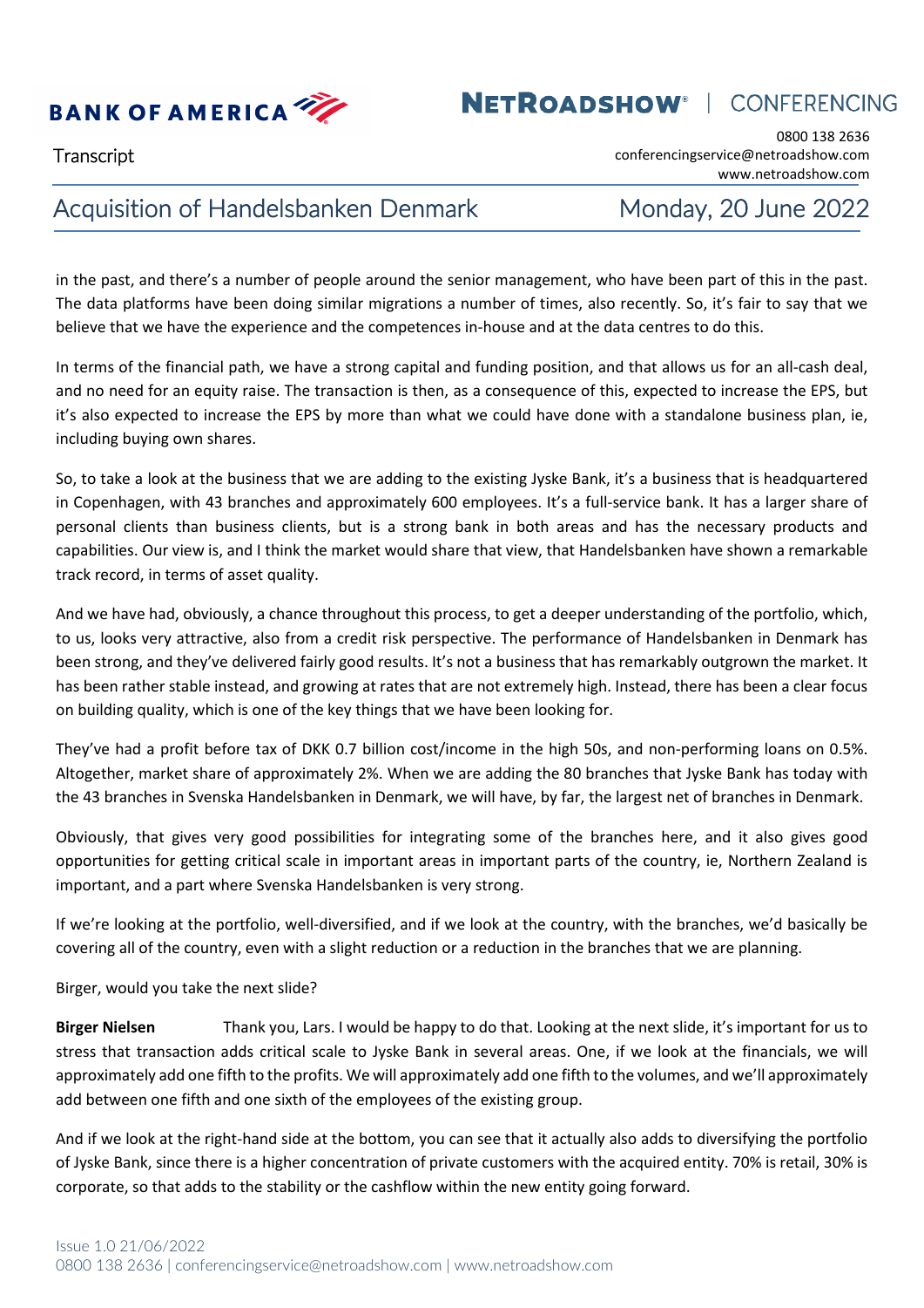in the past, and there's a number of people around the senior management, who have been part of this in the past. The data platforms have been doing similar migrations a number of times, also recently. So, it's fair to say that we believe that we have the experience and the competences in-house and at the data centres to do this.

In terms of the financial path, we have a strong capital and funding position, and that allows us for an all-cash deal, and no need for an equity raise. The transaction is then, as a consequence of this, expected to increase the EPS, but it's also expected to increase the EPS by more than what we could have done with a standalone business plan, ie, including buying own shares.

So, to take a look at the business that we are adding to the existing Jyske Bank, it's a business that is headquartered in Copenhagen, with 43 branches and approximately 600 employees. It's a full-service bank. It has a larger share of personal clients than business clients, but is a strong bank in both areas and has the necessary products and capabilities. Our view is, and I think the market would share that view, that Handelsbanken have shown a remarkable track record, in terms of asset quality.

And we have had, obviously, a chance throughout this process, to get a deeper understanding of the portfolio, which, to us, looks very attractive, also from a credit risk perspective. The performance of Handelsbanken in Denmark has been strong, and they've delivered fairly good results. It's not a business that has remarkably outgrown the market. It has been rather stable instead, and growing at rates that are not extremely high. Instead, there has been a clear focus on building quality, which is one of the key things that we have been looking for.

They've had a profit before tax of DKK 0.7 billion cost/income in the high 50s, and non-performing loans on 0.5%. Altogether, market share of approximately 2%. When we are adding the 80 branches that Jyske Bank has today with the 43 branches in Svenska Handelsbanken in Denmark, we will have, by far, the largest net of branches in Denmark.

Obviously, that gives very good possibilities for integrating some of the branches here, and it also gives good opportunities for getting critical scale in important areas in important parts of the country, ie, Northern Zealand is important, and a part where Svenska Handelsbanken is very strong.

If we're looking at the portfolio, well-diversified, and if we look at the country, with the branches, we'd basically be covering all of the country, even with a slight reduction or a reduction in the branches that we are planning.

Birger, would you take the next slide?

**Birger Nielsen** Thank you, Lars. I would be happy to do that. Looking at the next slide, it's important for us to stress that transaction adds critical scale to Jyske Bank in several areas. One, if we look at the financials, we will approximately add one fifth to the profits. We will approximately add one fifth to the volumes, and we'll approximately add between one fifth and one sixth of the employees of the existing group.

And if we look at the right-hand side at the bottom, you can see that it actually also adds to diversifying the portfolio of Jyske Bank, since there is a higher concentration of private customers with the acquired entity. 70% is retail, 30% is corporate, so that adds to the stability or the cashflow within the new entity going forward.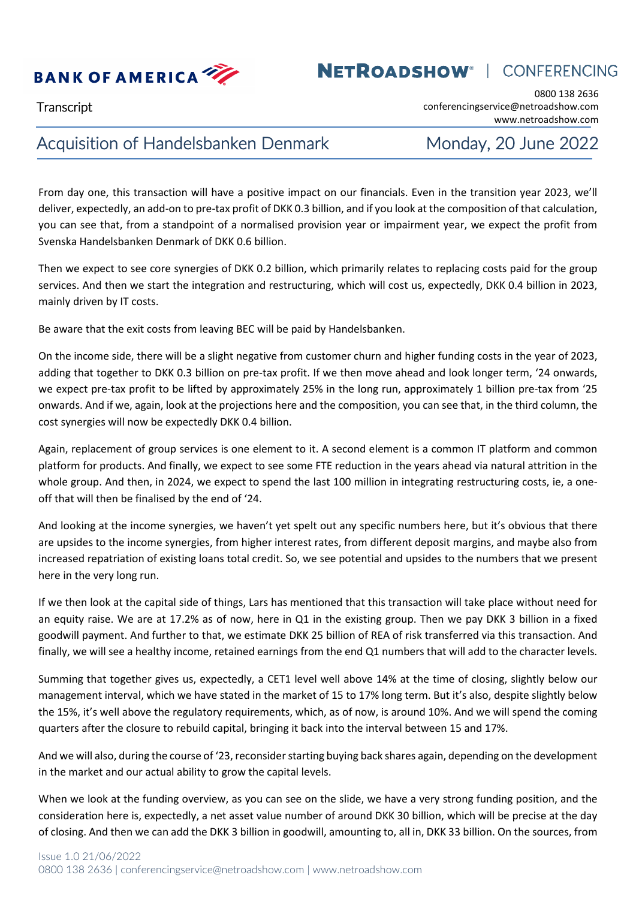From day one, this transaction will have a positive impact on our financials. Even in the transition year 2023, we'll deliver, expectedly, an add-on to pre-tax profit of DKK 0.3 billion, and if you look at the composition of that calculation, you can see that, from a standpoint of a normalised provision year or impairment year, we expect the profit from Svenska Handelsbanken Denmark of DKK 0.6 billion.

Then we expect to see core synergies of DKK 0.2 billion, which primarily relates to replacing costs paid for the group services. And then we start the integration and restructuring, which will cost us, expectedly, DKK 0.4 billion in 2023, mainly driven by IT costs.

Be aware that the exit costs from leaving BEC will be paid by Handelsbanken.

On the income side, there will be a slight negative from customer churn and higher funding costs in the year of 2023, adding that together to DKK 0.3 billion on pre-tax profit. If we then move ahead and look longer term, '24 onwards, we expect pre-tax profit to be lifted by approximately 25% in the long run, approximately 1 billion pre-tax from '25 onwards. And if we, again, look at the projections here and the composition, you can see that, in the third column, the cost synergies will now be expectedly DKK 0.4 billion.

Again, replacement of group services is one element to it. A second element is a common IT platform and common platform for products. And finally, we expect to see some FTE reduction in the years ahead via natural attrition in the whole group. And then, in 2024, we expect to spend the last 100 million in integrating restructuring costs, ie, a one-off that will then be finalised by the end of '24.

And looking at the income synergies, we haven't yet spelt out any specific numbers here, but it's obvious that there are upsides to the income synergies, from higher interest rates, from different deposit margins, and maybe also from increased repatriation of existing loans total credit. So, we see potential and upsides to the numbers that we present here in the very long run.

If we then look at the capital side of things, Lars has mentioned that this transaction will take place without need for an equity raise. We are at 17.2% as of now, here in Q1 in the existing group. Then we pay DKK 3 billion in a fixed goodwill payment. And further to that, we estimate DKK 25 billion of REA of risk transferred via this transaction. And finally, we will see a healthy income, retained earnings from the end Q1 numbers that will add to the character levels.

Summing that together gives us, expectedly, a CET1 level well above 14% at the time of closing, slightly below our management interval, which we have stated in the market of 15 to 17% long term. But it's also, despite slightly below the 15%, it's well above the regulatory requirements, which, as of now, is around 10%. And we will spend the coming quarters after the closure to rebuild capital, bringing it back into the interval between 15 and 17%.

And we will also, during the course of '23, reconsider starting buying back shares again, depending on the development in the market and our actual ability to grow the capital levels.

When we look at the funding overview, as you can see on the slide, we have a very strong funding position, and the consideration here is, expectedly, a net asset value number of around DKK 30 billion, which will be precise at the day of closing. And then we can add the DKK 3 billion in goodwill, amounting to, all in, DKK 33 billion. On the sources, from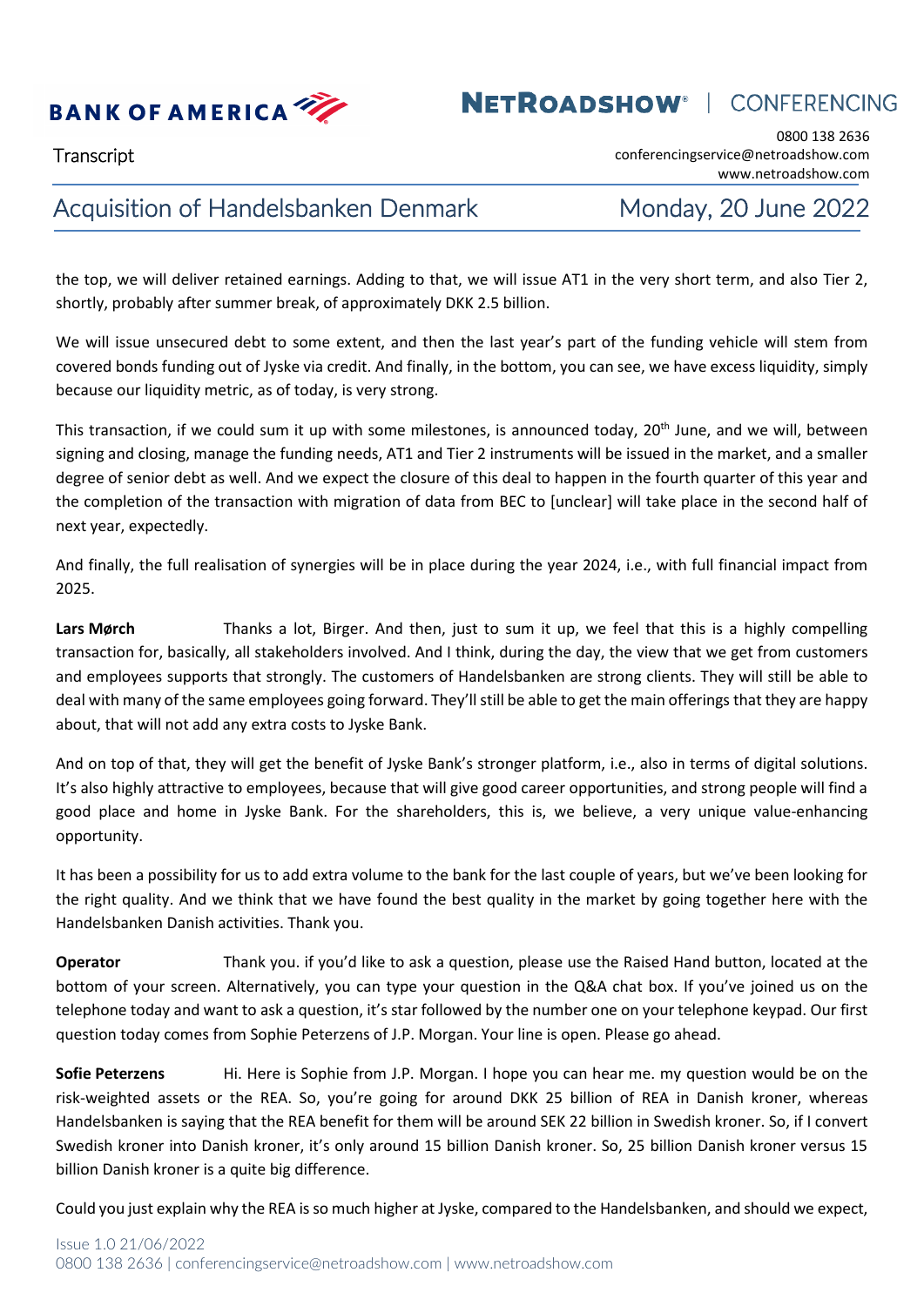the top, we will deliver retained earnings. Adding to that, we will issue AT1 in the very short term, and also Tier 2, shortly, probably after summer break, of approximately DKK 2.5 billion.

We will issue unsecured debt to some extent, and then the last year's part of the funding vehicle will stem from covered bonds funding out of Jyske via credit. And finally, in the bottom, you can see, we have excess liquidity, simply because our liquidity metric, as of today, is very strong.

This transaction, if we could sum it up with some milestones, is announced today, 20th June, and we will, between signing and closing, manage the funding needs, AT1 and Tier 2 instruments will be issued in the market, and a smaller degree of senior debt as well. And we expect the closure of this deal to happen in the fourth quarter of this year and the completion of the transaction with migration of data from BEC to [unclear] will take place in the second half of next year, expectedly.

And finally, the full realisation of synergies will be in place during the year 2024, i.e., with full financial impact from 2025.

**Lars Mørch** Thanks a lot, Birger. And then, just to sum it up, we feel that this is a highly compelling transaction for, basically, all stakeholders involved. And I think, during the day, the view that we get from customers and employees supports that strongly. The customers of Handelsbanken are strong clients. They will still be able to deal with many of the same employees going forward. They'll still be able to get the main offerings that they are happy about, that will not add any extra costs to Jyske Bank.

And on top of that, they will get the benefit of Jyske Bank's stronger platform, i.e., also in terms of digital solutions. It's also highly attractive to employees, because that will give good career opportunities, and strong people will find a good place and home in Jyske Bank. For the shareholders, this is, we believe, a very unique value-enhancing opportunity.

It has been a possibility for us to add extra volume to the bank for the last couple of years, but we've been looking for the right quality. And we think that we have found the best quality in the market by going together here with the Handelsbanken Danish activities. Thank you.

**Operator** Thank you. if you'd like to ask a question, please use the Raised Hand button, located at the bottom of your screen. Alternatively, you can type your question in the Q&A chat box. If you've joined us on the telephone today and want to ask a question, it's star followed by the number one on your telephone keypad. Our first question today comes from Sophie Peterzens of J.P. Morgan. Your line is open. Please go ahead.

**Sofie Peterzens** Hi. Here is Sophie from J.P. Morgan. I hope you can hear me. my question would be on the risk-weighted assets or the REA. So, you're going for around DKK 25 billion of REA in Danish kroner, whereas Handelsbanken is saying that the REA benefit for them will be around SEK 22 billion in Swedish kroner. So, if I convert Swedish kroner into Danish kroner, it's only around 15 billion Danish kroner. So, 25 billion Danish kroner versus 15 billion Danish kroner is a quite big difference.

Could you just explain why the REA is so much higher at Jyske, compared to the Handelsbanken, and should we expect,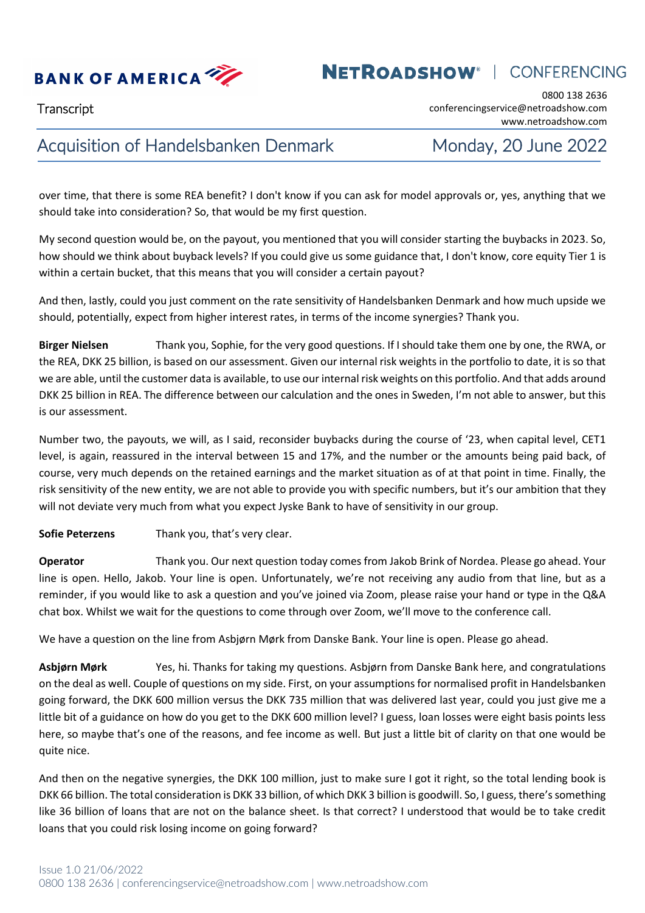over time, that there is some REA benefit? I don't know if you can ask for model approvals or, yes, anything that we should take into consideration? So, that would be my first question.

My second question would be, on the payout, you mentioned that you will consider starting the buybacks in 2023. So, how should we think about buyback levels? If you could give us some guidance that, I don't know, core equity Tier 1 is within a certain bucket, that this means that you will consider a certain payout?

And then, lastly, could you just comment on the rate sensitivity of Handelsbanken Denmark and how much upside we should, potentially, expect from higher interest rates, in terms of the income synergies? Thank you.

**Birger Nielsen** Thank you, Sophie, for the very good questions. If I should take them one by one, the RWA, or the REA, DKK 25 billion, is based on our assessment. Given our internal risk weights in the portfolio to date, it is so that we are able, until the customer data is available, to use our internal risk weights on this portfolio. And that adds around DKK 25 billion in REA. The difference between our calculation and the ones in Sweden, I'm not able to answer, but this is our assessment.

Number two, the payouts, we will, as I said, reconsider buybacks during the course of '23, when capital level, CET1 level, is again, reassured in the interval between 15 and 17%, and the number or the amounts being paid back, of course, very much depends on the retained earnings and the market situation as of at that point in time. Finally, the risk sensitivity of the new entity, we are not able to provide you with specific numbers, but it's our ambition that they will not deviate very much from what you expect Jyske Bank to have of sensitivity in our group.

**Sofie Peterzens** Thank you, that's very clear.

**Operator** Thank you. Our next question today comes from Jakob Brink of Nordea. Please go ahead. Your line is open. Hello, Jakob. Your line is open. Unfortunately, we're not receiving any audio from that line, but as a reminder, if you would like to ask a question and you've joined via Zoom, please raise your hand or type in the Q&A chat box. Whilst we wait for the questions to come through over Zoom, we'll move to the conference call.

We have a question on the line from Asbjørn Mørk from Danske Bank. Your line is open. Please go ahead.

**Asbjørn Mørk** Yes, hi. Thanks for taking my questions. Asbjørn from Danske Bank here, and congratulations on the deal as well. Couple of questions on my side. First, on your assumptions for normalised profit in Handelsbanken going forward, the DKK 600 million versus the DKK 735 million that was delivered last year, could you just give me a little bit of a guidance on how do you get to the DKK 600 million level? I guess, loan losses were eight basis points less here, so maybe that's one of the reasons, and fee income as well. But just a little bit of clarity on that one would be quite nice.

And then on the negative synergies, the DKK 100 million, just to make sure I got it right, so the total lending book is DKK 66 billion. The total consideration is DKK 33 billion, of which DKK 3 billion is goodwill. So, I guess, there's something like 36 billion of loans that are not on the balance sheet. Is that correct? I understood that would be to take credit loans that you could risk losing income on going forward?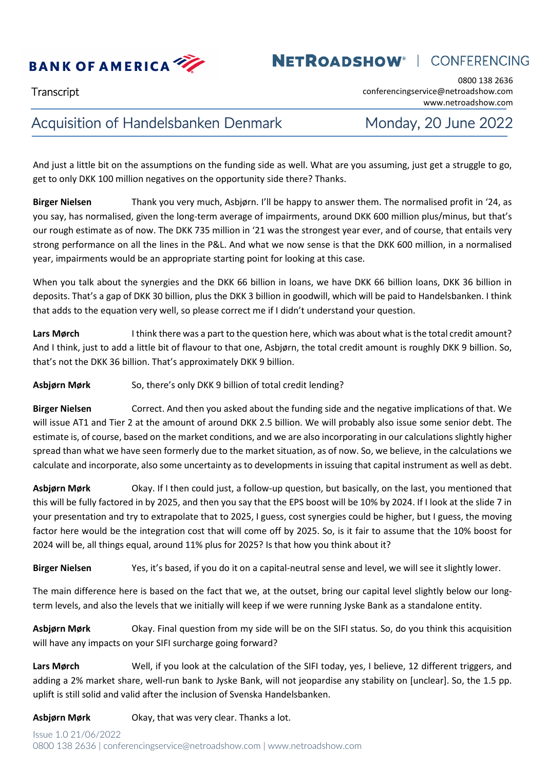And just a little bit on the assumptions on the funding side as well. What are you assuming, just get a struggle to go, get to only DKK 100 million negatives on the opportunity side there? Thanks.

**Birger Nielsen** Thank you very much, Asbjørn. I'll be happy to answer them. The normalised profit in '24, as you say, has normalised, given the long-term average of impairments, around DKK 600 million plus/minus, but that's our rough estimate as of now. The DKK 735 million in '21 was the strongest year ever, and of course, that entails very strong performance on all the lines in the P&L. And what we now sense is that the DKK 600 million, in a normalised year, impairments would be an appropriate starting point for looking at this case.

When you talk about the synergies and the DKK 66 billion in loans, we have DKK 66 billion loans, DKK 36 billion in deposits. That's a gap of DKK 30 billion, plus the DKK 3 billion in goodwill, which will be paid to Handelsbanken. I think that adds to the equation very well, so please correct me if I didn't understand your question.

**Lars Mørch** I think there was a part to the question here, which was about what is the total credit amount? And I think, just to add a little bit of flavour to that one, Asbjørn, the total credit amount is roughly DKK 9 billion. So, that's not the DKK 36 billion. That's approximately DKK 9 billion.

**Asbjørn Mørk** So, there's only DKK 9 billion of total credit lending?

**Birger Nielsen** Correct. And then you asked about the funding side and the negative implications of that. We will issue AT1 and Tier 2 at the amount of around DKK 2.5 billion. We will probably also issue some senior debt. The estimate is, of course, based on the market conditions, and we are also incorporating in our calculations slightly higher spread than what we have seen formerly due to the market situation, as of now. So, we believe, in the calculations we calculate and incorporate, also some uncertainty as to developments in issuing that capital instrument as well as debt.

**Asbjørn Mørk** Okay. If I then could just, a follow-up question, but basically, on the last, you mentioned that this will be fully factored in by 2025, and then you say that the EPS boost will be 10% by 2024. If I look at the slide 7 in your presentation and try to extrapolate that to 2025, I guess, cost synergies could be higher, but I guess, the moving factor here would be the integration cost that will come off by 2025. So, is it fair to assume that the 10% boost for 2024 will be, all things equal, around 11% plus for 2025? Is that how you think about it?

**Birger Nielsen** Yes, it's based, if you do it on a capital-neutral sense and level, we will see it slightly lower.

The main difference here is based on the fact that we, at the outset, bring our capital level slightly below our long-term levels, and also the levels that we initially will keep if we were running Jyske Bank as a standalone entity.

**Asbjørn Mørk** Okay. Final question from my side will be on the SIFI status. So, do you think this acquisition will have any impacts on your SIFI surcharge going forward?

**Lars Mørch** Well, if you look at the calculation of the SIFI today, yes, I believe, 12 different triggers, and adding a 2% market share, well-run bank to Jyske Bank, will not jeopardise any stability on [unclear]. So, the 1.5 pp. uplift is still solid and valid after the inclusion of Svenska Handelsbanken.

**Asbjørn Mørk** Okay, that was very clear. Thanks a lot.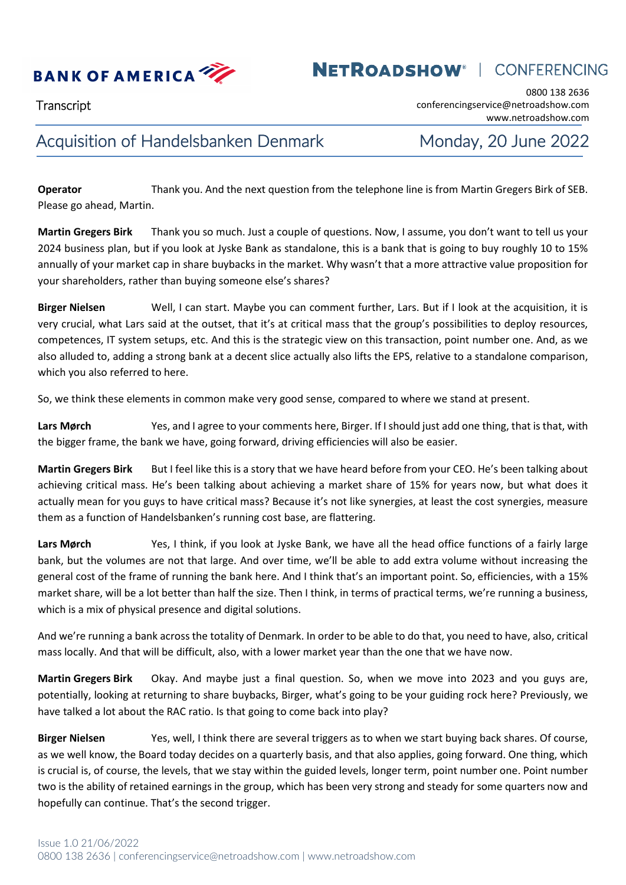**Operator** Thank you. And the next question from the telephone line is from Martin Gregers Birk of SEB. Please go ahead, Martin.

**Martin Gregers Birk** Thank you so much. Just a couple of questions. Now, I assume, you don't want to tell us your 2024 business plan, but if you look at Jyske Bank as standalone, this is a bank that is going to buy roughly 10 to 15% annually of your market cap in share buybacks in the market. Why wasn't that a more attractive value proposition for your shareholders, rather than buying someone else's shares?

**Birger Nielsen** Well, I can start. Maybe you can comment further, Lars. But if I look at the acquisition, it is very crucial, what Lars said at the outset, that it's at critical mass that the group's possibilities to deploy resources, competences, IT system setups, etc. And this is the strategic view on this transaction, point number one. And, as we also alluded to, adding a strong bank at a decent slice actually also lifts the EPS, relative to a standalone comparison, which you also referred to here.

So, we think these elements in common make very good sense, compared to where we stand at present.

**Lars Mørch** Yes, and I agree to your comments here, Birger. If I should just add one thing, that is that, with the bigger frame, the bank we have, going forward, driving efficiencies will also be easier.

**Martin Gregers Birk** But I feel like this is a story that we have heard before from your CEO. He's been talking about achieving critical mass. He's been talking about achieving a market share of 15% for years now, but what does it actually mean for you guys to have critical mass? Because it's not like synergies, at least the cost synergies, measure them as a function of Handelsbanken's running cost base, are flattering.

**Lars Mørch** Yes, I think, if you look at Jyske Bank, we have all the head office functions of a fairly large bank, but the volumes are not that large. And over time, we'll be able to add extra volume without increasing the general cost of the frame of running the bank here. And I think that's an important point. So, efficiencies, with a 15% market share, will be a lot better than half the size. Then I think, in terms of practical terms, we're running a business, which is a mix of physical presence and digital solutions.

And we're running a bank across the totality of Denmark. In order to be able to do that, you need to have, also, critical mass locally. And that will be difficult, also, with a lower market year than the one that we have now.

**Martin Gregers Birk** Okay. And maybe just a final question. So, when we move into 2023 and you guys are, potentially, looking at returning to share buybacks, Birger, what's going to be your guiding rock here? Previously, we have talked a lot about the RAC ratio. Is that going to come back into play?

**Birger Nielsen** Yes, well, I think there are several triggers as to when we start buying back shares. Of course, as we well know, the Board today decides on a quarterly basis, and that also applies, going forward. One thing, which is crucial is, of course, the levels, that we stay within the guided levels, longer term, point number one. Point number two is the ability of retained earnings in the group, which has been very strong and steady for some quarters now and hopefully can continue. That's the second trigger.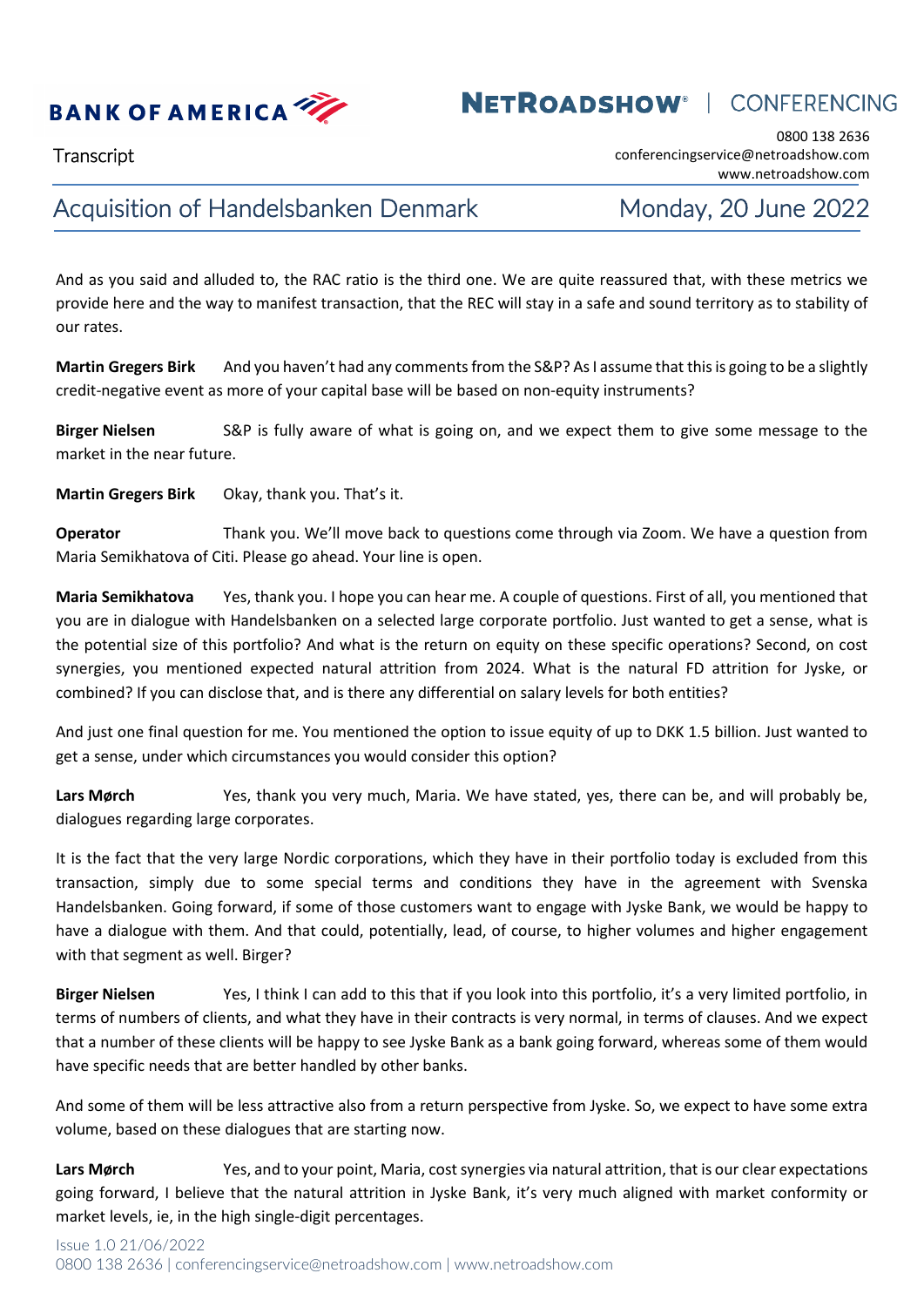And as you said and alluded to, the RAC ratio is the third one. We are quite reassured that, with these metrics we provide here and the way to manifest transaction, that the REC will stay in a safe and sound territory as to stability of our rates.

**Martin Gregers Birk** And you haven't had any comments from the S&P? As I assume that this is going to be a slightly credit-negative event as more of your capital base will be based on non-equity instruments?

**Birger Nielsen** S&P is fully aware of what is going on, and we expect them to give some message to the market in the near future.

**Martin Gregers Birk** Okay, thank you. That's it.

**Operator** Thank you. We'll move back to questions come through via Zoom. We have a question from Maria Semikhatova of Citi. Please go ahead. Your line is open.

**Maria Semikhatova** Yes, thank you. I hope you can hear me. A couple of questions. First of all, you mentioned that you are in dialogue with Handelsbanken on a selected large corporate portfolio. Just wanted to get a sense, what is the potential size of this portfolio? And what is the return on equity on these specific operations? Second, on cost synergies, you mentioned expected natural attrition from 2024. What is the natural FD attrition for Jyske, or combined? If you can disclose that, and is there any differential on salary levels for both entities?

And just one final question for me. You mentioned the option to issue equity of up to DKK 1.5 billion. Just wanted to get a sense, under which circumstances you would consider this option?

**Lars Mørch** Yes, thank you very much, Maria. We have stated, yes, there can be, and will probably be, dialogues regarding large corporates.

It is the fact that the very large Nordic corporations, which they have in their portfolio today is excluded from this transaction, simply due to some special terms and conditions they have in the agreement with Svenska Handelsbanken. Going forward, if some of those customers want to engage with Jyske Bank, we would be happy to have a dialogue with them. And that could, potentially, lead, of course, to higher volumes and higher engagement with that segment as well. Birger?

**Birger Nielsen** Yes, I think I can add to this that if you look into this portfolio, it's a very limited portfolio, in terms of numbers of clients, and what they have in their contracts is very normal, in terms of clauses. And we expect that a number of these clients will be happy to see Jyske Bank as a bank going forward, whereas some of them would have specific needs that are better handled by other banks.

And some of them will be less attractive also from a return perspective from Jyske. So, we expect to have some extra volume, based on these dialogues that are starting now.

**Lars Mørch** Yes, and to your point, Maria, cost synergies via natural attrition, that is our clear expectations going forward, I believe that the natural attrition in Jyske Bank, it's very much aligned with market conformity or market levels, ie, in the high single-digit percentages.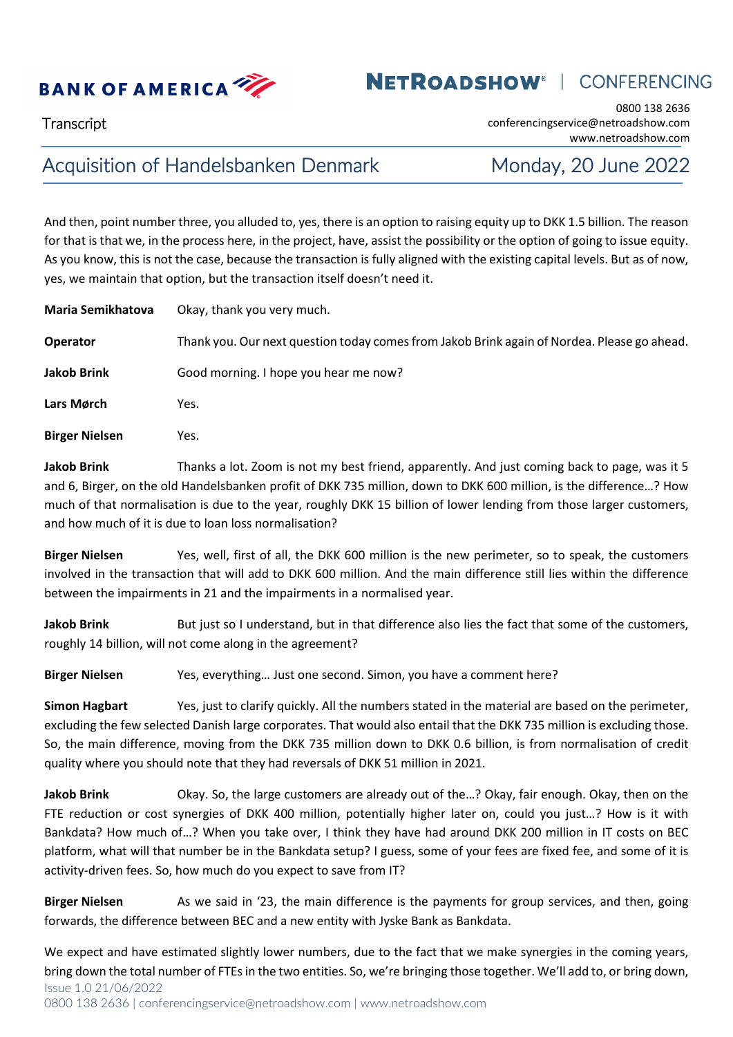And then, point number three, you alluded to, yes, there is an option to raising equity up to DKK 1.5 billion. The reason for that is that we, in the process here, in the project, have, assist the possibility or the option of going to issue equity. As you know, this is not the case, because the transaction is fully aligned with the existing capital levels. But as of now, yes, we maintain that option, but the transaction itself doesn't need it.

**Maria Semikhatova** Okay, thank you very much.

**Operator** Thank you. Our next question today comes from Jakob Brink again of Nordea. Please go ahead.

**Jakob Brink** Good morning. I hope you hear me now?

**Lars Mørch** Yes.

**Birger Nielsen** Yes.

**Jakob Brink** Thanks a lot. Zoom is not my best friend, apparently. And just coming back to page, was it 5 and 6, Birger, on the old Handelsbanken profit of DKK 735 million, down to DKK 600 million, is the difference…? How much of that normalisation is due to the year, roughly DKK 15 billion of lower lending from those larger customers, and how much of it is due to loan loss normalisation?

**Birger Nielsen** Yes, well, first of all, the DKK 600 million is the new perimeter, so to speak, the customers involved in the transaction that will add to DKK 600 million. And the main difference still lies within the difference between the impairments in 21 and the impairments in a normalised year.

**Jakob Brink** But just so I understand, but in that difference also lies the fact that some of the customers, roughly 14 billion, will not come along in the agreement?

**Birger Nielsen** Yes, everything… Just one second. Simon, you have a comment here?

**Simon Hagbart** Yes, just to clarify quickly. All the numbers stated in the material are based on the perimeter, excluding the few selected Danish large corporates. That would also entail that the DKK 735 million is excluding those. So, the main difference, moving from the DKK 735 million down to DKK 0.6 billion, is from normalisation of credit quality where you should note that they had reversals of DKK 51 million in 2021.

**Jakob Brink** Okay. So, the large customers are already out of the…? Okay, fair enough. Okay, then on the FTE reduction or cost synergies of DKK 400 million, potentially higher later on, could you just…? How is it with Bankdata? How much of…? When you take over, I think they have had around DKK 200 million in IT costs on BEC platform, what will that number be in the Bankdata setup? I guess, some of your fees are fixed fee, and some of it is activity-driven fees. So, how much do you expect to save from IT?

**Birger Nielsen** As we said in '23, the main difference is the payments for group services, and then, going forwards, the difference between BEC and a new entity with Jyske Bank as Bankdata.

We expect and have estimated slightly lower numbers, due to the fact that we make synergies in the coming years, bring down the total number of FTEs in the two entities. So, we're bringing those together. We'll add to, or bring down,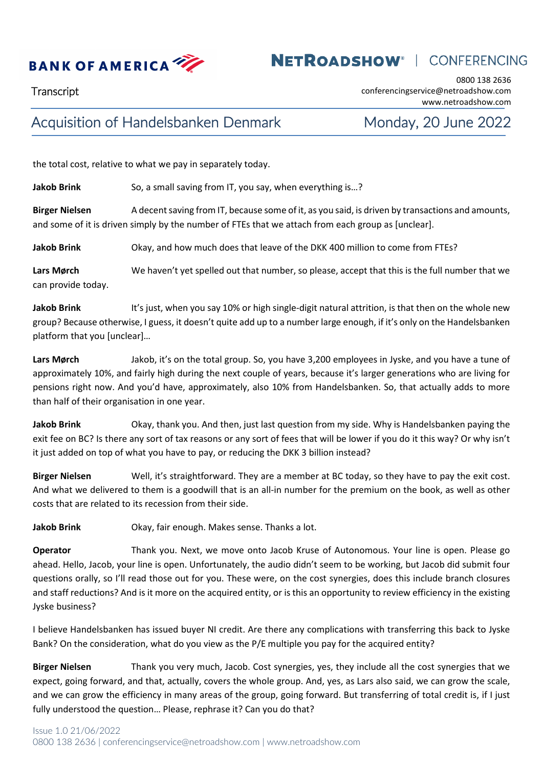the total cost, relative to what we pay in separately today.

**Jakob Brink** So, a small saving from IT, you say, when everything is…?

**Birger Nielsen** A decent saving from IT, because some of it, as you said, is driven by transactions and amounts, and some of it is driven simply by the number of FTEs that we attach from each group as [unclear].

**Jakob Brink** Okay, and how much does that leave of the DKK 400 million to come from FTEs?

**Lars Mørch** We haven't yet spelled out that number, so please, accept that this is the full number that we can provide today.

**Jakob Brink** It's just, when you say 10% or high single-digit natural attrition, is that then on the whole new group? Because otherwise, I guess, it doesn't quite add up to a number large enough, if it's only on the Handelsbanken platform that you [unclear]…

**Lars Mørch** Jakob, it's on the total group. So, you have 3,200 employees in Jyske, and you have a tune of approximately 10%, and fairly high during the next couple of years, because it's larger generations who are living for pensions right now. And you'd have, approximately, also 10% from Handelsbanken. So, that actually adds to more than half of their organisation in one year.

**Jakob Brink** Okay, thank you. And then, just last question from my side. Why is Handelsbanken paying the exit fee on BC? Is there any sort of tax reasons or any sort of fees that will be lower if you do it this way? Or why isn't it just added on top of what you have to pay, or reducing the DKK 3 billion instead?

**Birger Nielsen** Well, it's straightforward. They are a member at BC today, so they have to pay the exit cost. And what we delivered to them is a goodwill that is an all-in number for the premium on the book, as well as other costs that are related to its recession from their side.

**Jakob Brink** Okay, fair enough. Makes sense. Thanks a lot.

**Operator** Thank you. Next, we move onto Jacob Kruse of Autonomous. Your line is open. Please go ahead. Hello, Jacob, your line is open. Unfortunately, the audio didn't seem to be working, but Jacob did submit four questions orally, so I'll read those out for you. These were, on the cost synergies, does this include branch closures and staff reductions? And is it more on the acquired entity, or is this an opportunity to review efficiency in the existing Jyske business?

I believe Handelsbanken has issued buyer NI credit. Are there any complications with transferring this back to Jyske Bank? On the consideration, what do you view as the P/E multiple you pay for the acquired entity?

**Birger Nielsen** Thank you very much, Jacob. Cost synergies, yes, they include all the cost synergies that we expect, going forward, and that, actually, covers the whole group. And, yes, as Lars also said, we can grow the scale, and we can grow the efficiency in many areas of the group, going forward. But transferring of total credit is, if I just fully understood the question… Please, rephrase it? Can you do that?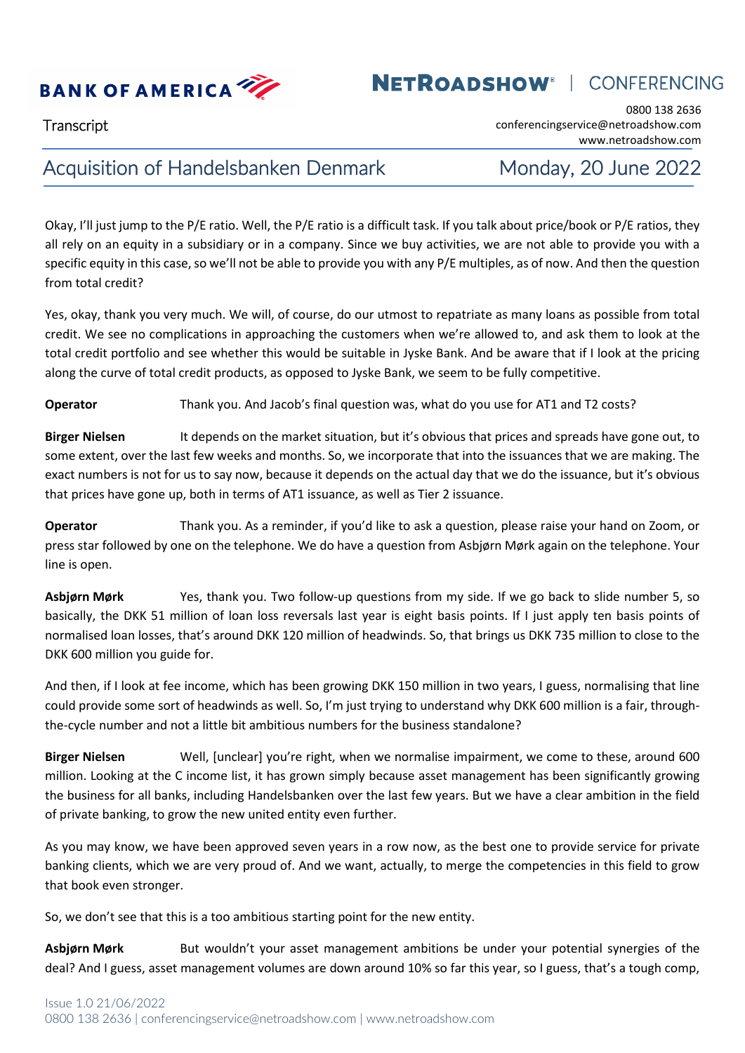Okay, I'll just jump to the P/E ratio. Well, the P/E ratio is a difficult task. If you talk about price/book or P/E ratios, they all rely on an equity in a subsidiary or in a company. Since we buy activities, we are not able to provide you with a specific equity in this case, so we'll not be able to provide you with any P/E multiples, as of now. And then the question from total credit?

Yes, okay, thank you very much. We will, of course, do our utmost to repatriate as many loans as possible from total credit. We see no complications in approaching the customers when we're allowed to, and ask them to look at the total credit portfolio and see whether this would be suitable in Jyske Bank. And be aware that if I look at the pricing along the curve of total credit products, as opposed to Jyske Bank, we seem to be fully competitive.

**Operator** Thank you. And Jacob's final question was, what do you use for AT1 and T2 costs?

**Birger Nielsen** It depends on the market situation, but it's obvious that prices and spreads have gone out, to some extent, over the last few weeks and months. So, we incorporate that into the issuances that we are making. The exact numbers is not for us to say now, because it depends on the actual day that we do the issuance, but it's obvious that prices have gone up, both in terms of AT1 issuance, as well as Tier 2 issuance.

**Operator** Thank you. As a reminder, if you'd like to ask a question, please raise your hand on Zoom, or press star followed by one on the telephone. We do have a question from Asbjørn Mørk again on the telephone. Your line is open.

**Asbjørn Mørk** Yes, thank you. Two follow-up questions from my side. If we go back to slide number 5, so basically, the DKK 51 million of loan loss reversals last year is eight basis points. If I just apply ten basis points of normalised loan losses, that's around DKK 120 million of headwinds. So, that brings us DKK 735 million to close to the DKK 600 million you guide for.

And then, if I look at fee income, which has been growing DKK 150 million in two years, I guess, normalising that line could provide some sort of headwinds as well. So, I'm just trying to understand why DKK 600 million is a fair, through-the-cycle number and not a little bit ambitious numbers for the business standalone?

**Birger Nielsen** Well, [unclear] you're right, when we normalise impairment, we come to these, around 600 million. Looking at the C income list, it has grown simply because asset management has been significantly growing the business for all banks, including Handelsbanken over the last few years. But we have a clear ambition in the field of private banking, to grow the new united entity even further.

As you may know, we have been approved seven years in a row now, as the best one to provide service for private banking clients, which we are very proud of. And we want, actually, to merge the competencies in this field to grow that book even stronger.

So, we don't see that this is a too ambitious starting point for the new entity.

**Asbjørn Mørk** But wouldn't your asset management ambitions be under your potential synergies of the deal? And I guess, asset management volumes are down around 10% so far this year, so I guess, that's a tough comp,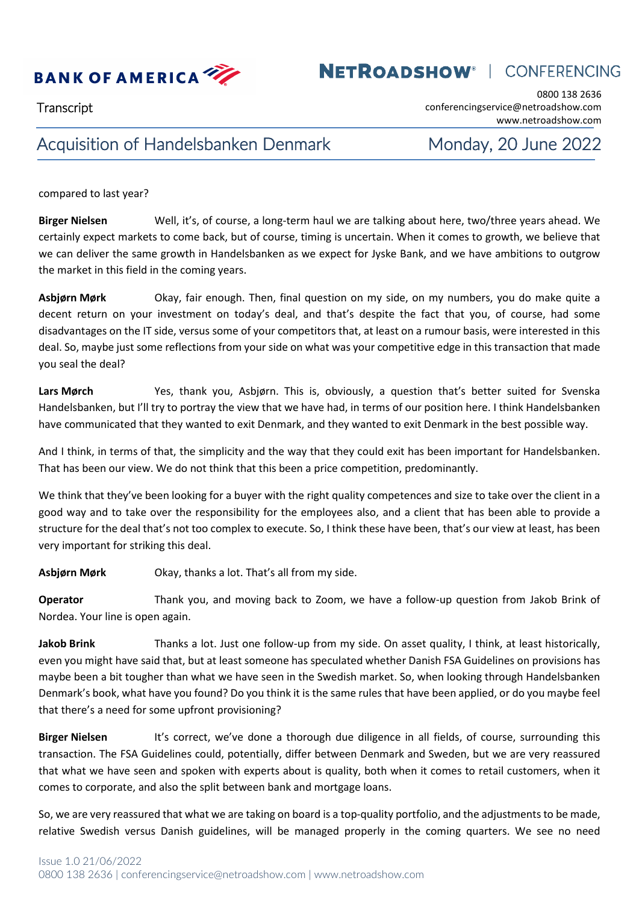compared to last year?

**Birger Nielsen** Well, it's, of course, a long-term haul we are talking about here, two/three years ahead. We certainly expect markets to come back, but of course, timing is uncertain. When it comes to growth, we believe that we can deliver the same growth in Handelsbanken as we expect for Jyske Bank, and we have ambitions to outgrow the market in this field in the coming years.

**Asbjørn Mørk** Okay, fair enough. Then, final question on my side, on my numbers, you do make quite a decent return on your investment on today's deal, and that's despite the fact that you, of course, had some disadvantages on the IT side, versus some of your competitors that, at least on a rumour basis, were interested in this deal. So, maybe just some reflections from your side on what was your competitive edge in this transaction that made you seal the deal?

**Lars Mørch** Yes, thank you, Asbjørn. This is, obviously, a question that's better suited for Svenska Handelsbanken, but I'll try to portray the view that we have had, in terms of our position here. I think Handelsbanken have communicated that they wanted to exit Denmark, and they wanted to exit Denmark in the best possible way.

And I think, in terms of that, the simplicity and the way that they could exit has been important for Handelsbanken. That has been our view. We do not think that this been a price competition, predominantly.

We think that they've been looking for a buyer with the right quality competences and size to take over the client in a good way and to take over the responsibility for the employees also, and a client that has been able to provide a structure for the deal that's not too complex to execute. So, I think these have been, that's our view at least, has been very important for striking this deal.

**Asbjørn Mørk** Okay, thanks a lot. That's all from my side.

**Operator** Thank you, and moving back to Zoom, we have a follow-up question from Jakob Brink of Nordea. Your line is open again.

**Jakob Brink** Thanks a lot. Just one follow-up from my side. On asset quality, I think, at least historically, even you might have said that, but at least someone has speculated whether Danish FSA Guidelines on provisions has maybe been a bit tougher than what we have seen in the Swedish market. So, when looking through Handelsbanken Denmark's book, what have you found? Do you think it is the same rules that have been applied, or do you maybe feel that there's a need for some upfront provisioning?

**Birger Nielsen** It's correct, we've done a thorough due diligence in all fields, of course, surrounding this transaction. The FSA Guidelines could, potentially, differ between Denmark and Sweden, but we are very reassured that what we have seen and spoken with experts about is quality, both when it comes to retail customers, when it comes to corporate, and also the split between bank and mortgage loans.

So, we are very reassured that what we are taking on board is a top-quality portfolio, and the adjustments to be made, relative Swedish versus Danish guidelines, will be managed properly in the coming quarters. We see no need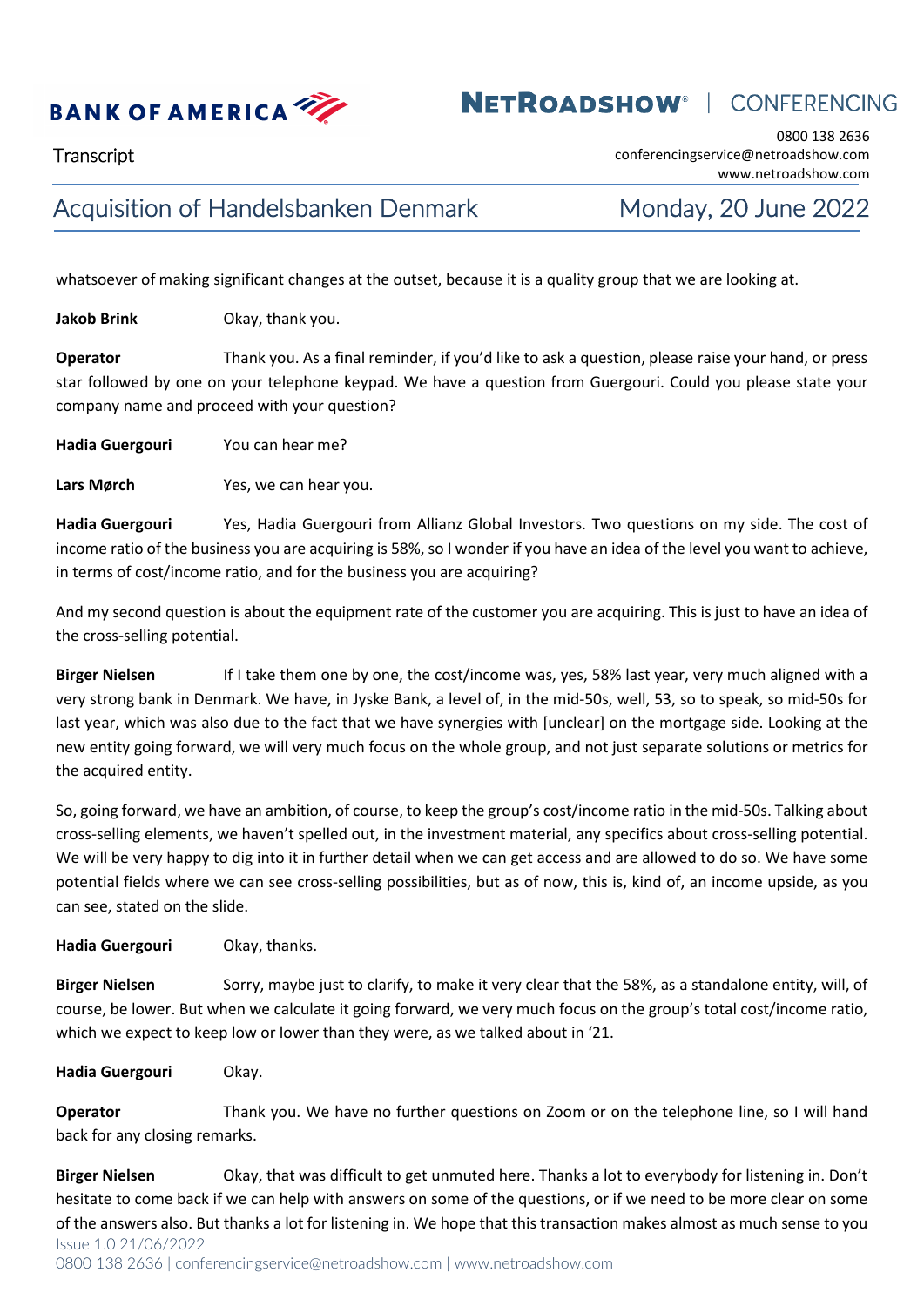whatsoever of making significant changes at the outset, because it is a quality group that we are looking at.

**Jakob Brink** Okay, thank you.

**Operator** Thank you. As a final reminder, if you'd like to ask a question, please raise your hand, or press star followed by one on your telephone keypad. We have a question from Guergouri. Could you please state your company name and proceed with your question?

**Hadia Guergouri** You can hear me?

**Lars Mørch** Yes, we can hear you.

**Hadia Guergouri** Yes, Hadia Guergouri from Allianz Global Investors. Two questions on my side. The cost of income ratio of the business you are acquiring is 58%, so I wonder if you have an idea of the level you want to achieve, in terms of cost/income ratio, and for the business you are acquiring?

And my second question is about the equipment rate of the customer you are acquiring. This is just to have an idea of the cross-selling potential.

**Birger Nielsen** If I take them one by one, the cost/income was, yes, 58% last year, very much aligned with a very strong bank in Denmark. We have, in Jyske Bank, a level of, in the mid-50s, well, 53, so to speak, so mid-50s for last year, which was also due to the fact that we have synergies with [unclear] on the mortgage side. Looking at the new entity going forward, we will very much focus on the whole group, and not just separate solutions or metrics for the acquired entity.

So, going forward, we have an ambition, of course, to keep the group's cost/income ratio in the mid-50s. Talking about cross-selling elements, we haven't spelled out, in the investment material, any specifics about cross-selling potential. We will be very happy to dig into it in further detail when we can get access and are allowed to do so. We have some potential fields where we can see cross-selling possibilities, but as of now, this is, kind of, an income upside, as you can see, stated on the slide.

**Hadia Guergouri** Okay, thanks.

**Birger Nielsen** Sorry, maybe just to clarify, to make it very clear that the 58%, as a standalone entity, will, of course, be lower. But when we calculate it going forward, we very much focus on the group's total cost/income ratio, which we expect to keep low or lower than they were, as we talked about in '21.

**Hadia Guergouri** Okay.

**Operator** Thank you. We have no further questions on Zoom or on the telephone line, so I will hand back for any closing remarks.

**Birger Nielsen** Okay, that was difficult to get unmuted here. Thanks a lot to everybody for listening in. Don't hesitate to come back if we can help with answers on some of the questions, or if we need to be more clear on some of the answers also. But thanks a lot for listening in. We hope that this transaction makes almost as much sense to you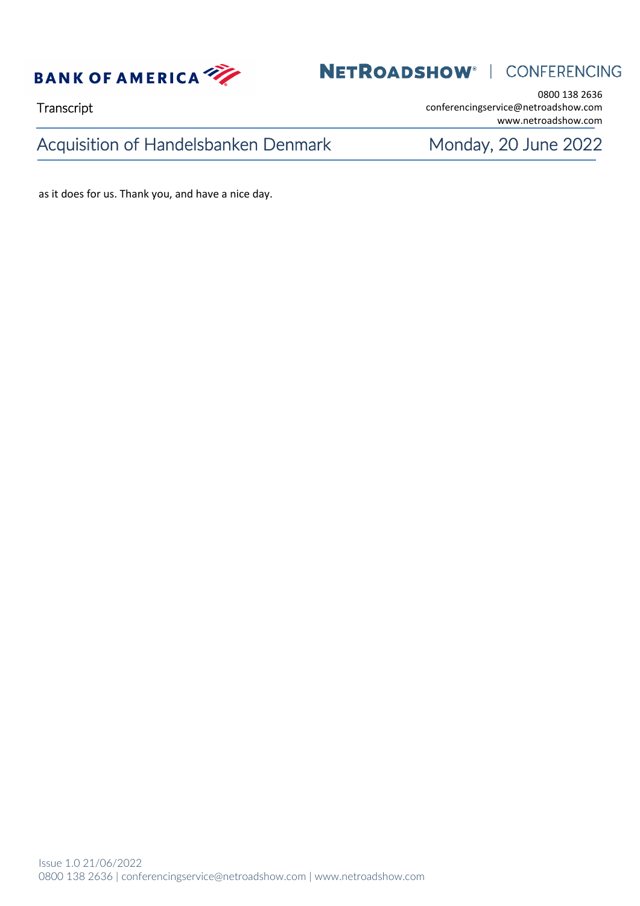as it does for us. Thank you, and have a nice day.